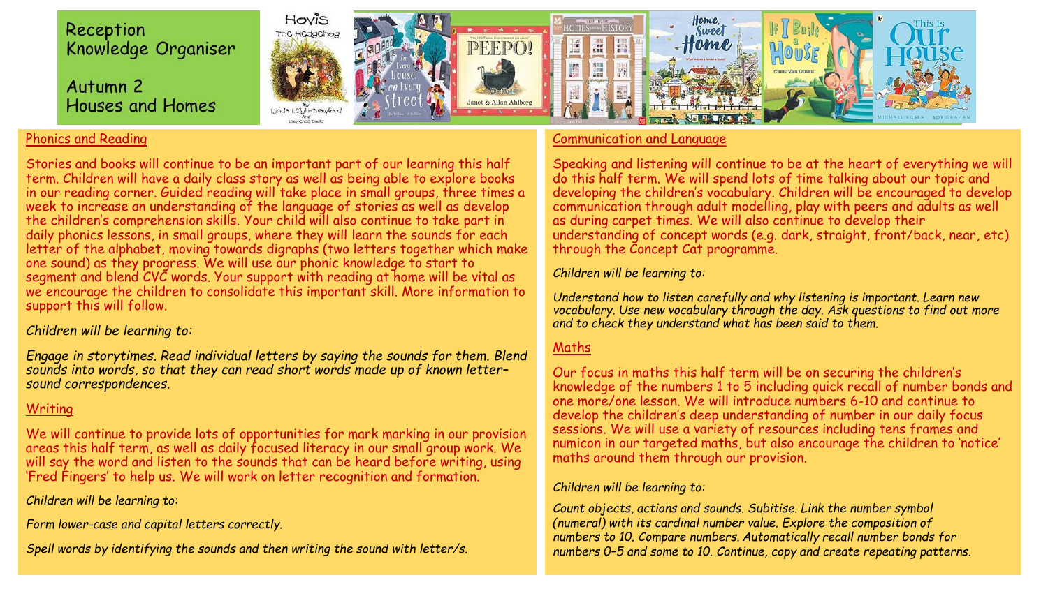# Reception Knowledge Organiser

## Autumn 2
## Houses and Homes

### Phonics and Reading

Stories and books will continue to be an important part of our learning this half term. Children will have a daily class story as well as being able to explore books in our reading corner. Guided reading will take place in small groups, three times a week to increase an understanding of the language of stories as well as develop the children's comprehension skills. Your child will also continue to take part in daily phonics lessons, in small groups, where they will learn the sounds for each letter of the alphabet, moving towards digraphs (two letters together which make one sound) as they progress. We will use our phonic knowledge to start to segment and blend CVC words. Your support with reading at home will be vital as we encourage the children to consolidate this important skill. More information to support this will follow.

*Children will be learning to:*

*Engage in storytimes. Read individual letters by saying the sounds for them. Blend sounds into words, so that they can read short words made up of known letter–sound correspondences.*

### Writing

We will continue to provide lots of opportunities for mark marking in our provision areas this half term, as well as daily focused literacy in our small group work. We will say the word and listen to the sounds that can be heard before writing, using 'Fred Fingers' to help us. We will work on letter recognition and formation.

*Children will be learning to:*

*Form lower-case and capital letters correctly.*

*Spell words by identifying the sounds and then writing the sound with letter/s.*

### Communication and Language

Speaking and listening will continue to be at the heart of everything we will do this half term. We will spend lots of time talking about our topic and developing the children's vocabulary. Children will be encouraged to develop communication through adult modelling, play with peers and adults as well as during carpet times. We will also continue to develop their understanding of concept words (e.g. dark, straight, front/back, near, etc) through the Concept Cat programme.

*Children will be learning to:*

*Understand how to listen carefully and why listening is important. Learn new vocabulary. Use new vocabulary through the day. Ask questions to find out more and to check they understand what has been said to them.*

### Maths

Our focus in maths this half term will be on securing the children's knowledge of the numbers 1 to 5 including quick recall of number bonds and one more/one lesson. We will introduce numbers 6-10 and continue to develop the children's deep understanding of number in our daily focus sessions. We will use a variety of resources including tens frames and numicon in our targeted maths, but also encourage the children to 'notice' maths around them through our provision.

*Children will be learning to:*

*Count objects, actions and sounds. Subitise. Link the number symbol (numeral) with its cardinal number value. Explore the composition of numbers to 10. Compare numbers. Automatically recall number bonds for numbers 0–5 and some to 10. Continue, copy and create repeating patterns.*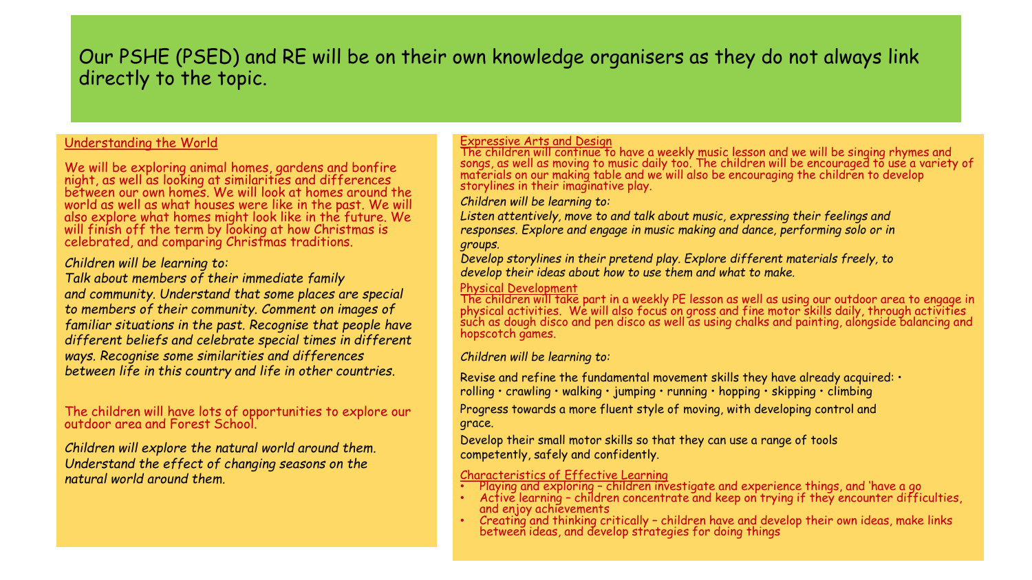Our PSHE (PSED) and RE will be on their own knowledge organisers as they do not always link directly to the topic.

## Understanding the World

We will be exploring animal homes, gardens and bonfire night, as well as looking at similarities and differences between our own homes. We will look at homes around the world as well as what houses were like in the past. We will also explore what homes might look like in the future. We will finish off the term by looking at how Christmas is celebrated, and comparing Christmas traditions.

*Children will be learning to:*

*Talk about members of their immediate family and community. Understand that some places are special to members of their community. Comment on images of familiar situations in the past. Recognise that people have different beliefs and celebrate special times in different ways. Recognise some similarities and differences between life in this country and life in other countries.*

The children will have lots of opportunities to explore our outdoor area and Forest School.

*Children will explore the natural world around them. Understand the effect of changing seasons on the natural world around them.*

## Expressive Arts and Design

The children will continue to have a weekly music lesson and we will be singing rhymes and songs, as well as moving to music daily too. The children will be encouraged to use a variety of materials on our making table and we will also be encouraging the children to develop storylines in their imaginative play.

*Children will be learning to:*

*Listen attentively, move to and talk about music, expressing their feelings and responses. Explore and engage in music making and dance, performing solo or in groups.*

*Develop storylines in their pretend play. Explore different materials freely, to develop their ideas about how to use them and what to make.*

## Physical Development

The children will take part in a weekly PE lesson as well as using our outdoor area to engage in physical activities. We will also focus on gross and fine motor skills daily, through activities such as dough disco and pen disco as well as using chalks and painting, alongside balancing and hopscotch games.

*Children will be learning to:*

Revise and refine the fundamental movement skills they have already acquired: • rolling • crawling • walking • jumping • running • hopping • skipping • climbing

Progress towards a more fluent style of moving, with developing control and grace.

Develop their small motor skills so that they can use a range of tools competently, safely and confidently.

## Characteristics of Effective Learning

- Playing and exploring – children investigate and experience things, and 'have a go
- Active learning – children concentrate and keep on trying if they encounter difficulties, and enjoy achievements
- Creating and thinking critically – children have and develop their own ideas, make links between ideas, and develop strategies for doing things